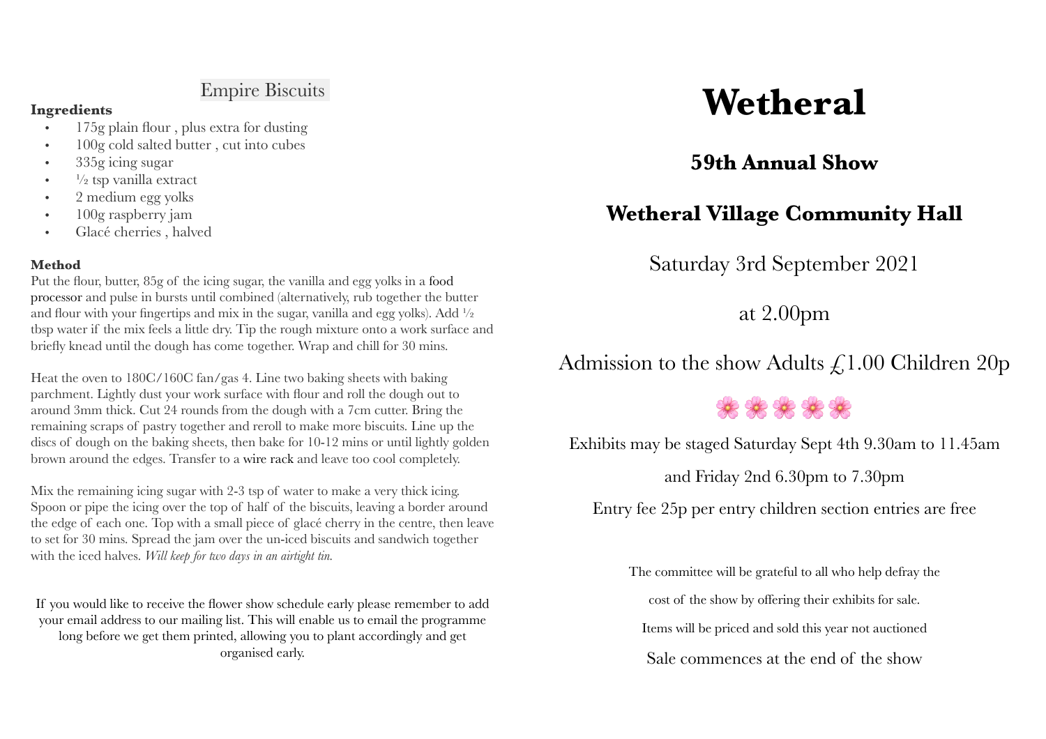## Empire Biscuits

**Ingredients**

- 175g plain flour , plus extra for dusting
- 100g cold salted butter , cut into cubes
- 335g icing sugar
- ½ tsp vanilla extract
- 2 medium egg yolks
- 100g raspberry jam
- Glacé cherries , halved

**Method**

Put the flour, butter, 85g of the icing sugar, the vanilla and egg yolks in a food processor and pulse in bursts until combined (alternatively, rub together the butter and flour with your fingertips and mix in the sugar, vanilla and egg yolks). Add ½ tbsp water if the mix feels a little dry. Tip the rough mixture onto a work surface and briefly knead until the dough has come together. Wrap and chill for 30 mins.

Heat the oven to 180C/160C fan/gas 4. Line two baking sheets with baking parchment. Lightly dust your work surface with flour and roll the dough out to around 3mm thick. Cut 24 rounds from the dough with a 7cm cutter. Bring the remaining scraps of pastry together and reroll to make more biscuits. Line up the discs of dough on the baking sheets, then bake for 10-12 mins or until lightly golden brown around the edges. Transfer to a wire rack and leave too cool completely.

Mix the remaining icing sugar with 2-3 tsp of water to make a very thick icing. Spoon or pipe the icing over the top of half of the biscuits, leaving a border around the edge of each one. Top with a small piece of glacé cherry in the centre, then leave to set for 30 mins. Spread the jam over the un-iced biscuits and sandwich together with the iced halves. *Will keep for two days in an airtight tin.*

If you would like to receive the flower show schedule early please remember to add your email address to our mailing list. This will enable us to email the programme long before we get them printed, allowing you to plant accordingly and get organised early.

# Wetheral

## 59th Annual Show

## Wetheral Village Community Hall

Saturday 3rd September 2021

at 2.00pm

Admission to the show Adults £1.00 Children 20p

🌸 🌸 🌸 🌸 🌸

Exhibits may be staged Saturday Sept 4th 9.30am to 11.45am

and Friday 2nd 6.30pm to 7.30pm

Entry fee 25p per entry children section entries are free

The committee will be grateful to all who help defray the

cost of the show by offering their exhibits for sale.

Items will be priced and sold this year not auctioned

Sale commences at the end of the show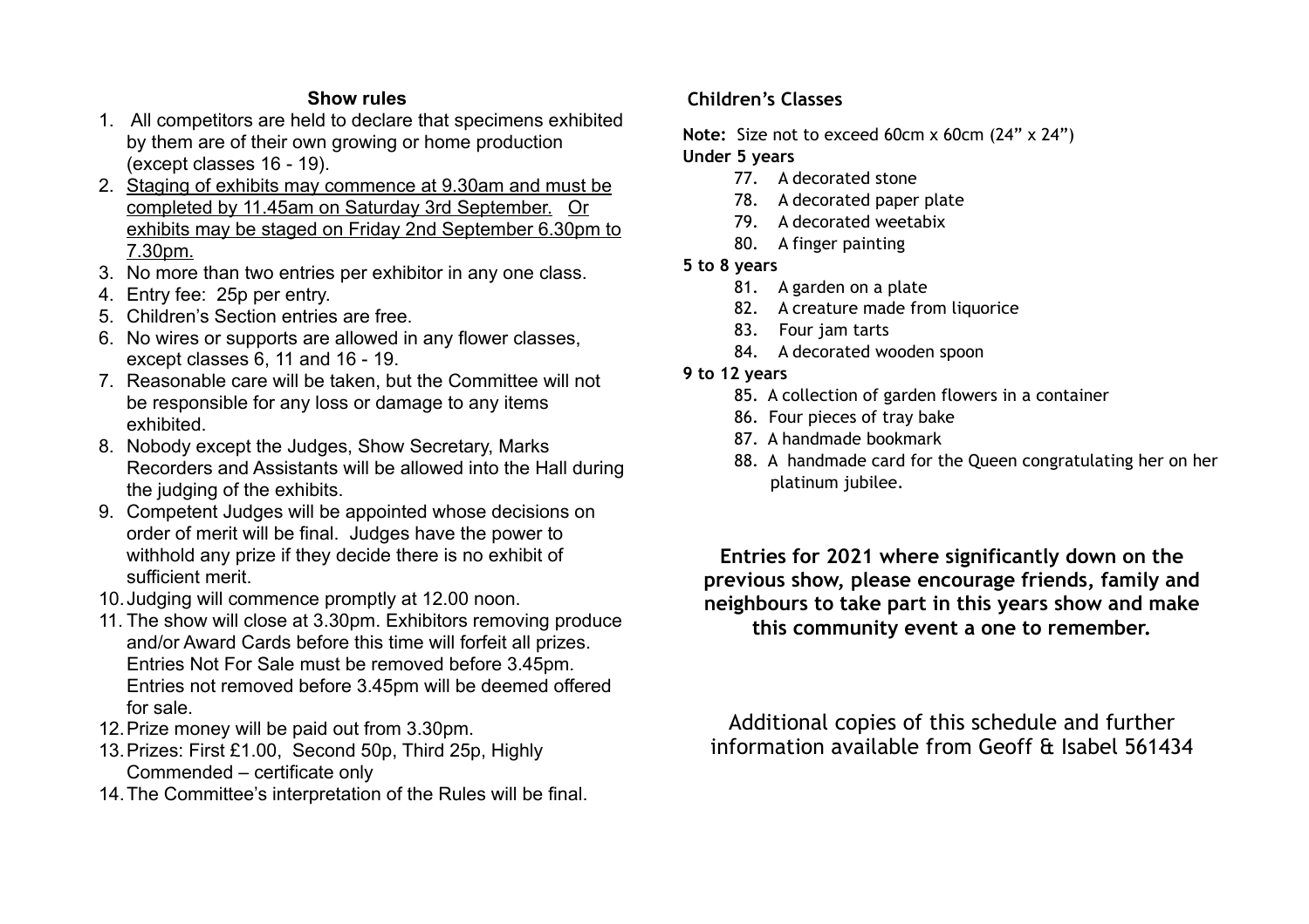## Show rules

1. All competitors are held to declare that specimens exhibited by them are of their own growing or home production (except classes 16 - 19).
2. Staging of exhibits may commence at 9.30am and must be completed by 11.45am on Saturday 3rd September. Or exhibits may be staged on Friday 2nd September 6.30pm to 7.30pm.
3. No more than two entries per exhibitor in any one class.
4. Entry fee: 25p per entry.
5. Children's Section entries are free.
6. No wires or supports are allowed in any flower classes, except classes 6, 11 and 16 - 19.
7. Reasonable care will be taken, but the Committee will not be responsible for any loss or damage to any items exhibited.
8. Nobody except the Judges, Show Secretary, Marks Recorders and Assistants will be allowed into the Hall during the judging of the exhibits.
9. Competent Judges will be appointed whose decisions on order of merit will be final. Judges have the power to withhold any prize if they decide there is no exhibit of sufficient merit.
10. Judging will commence promptly at 12.00 noon.
11. The show will close at 3.30pm. Exhibitors removing produce and/or Award Cards before this time will forfeit all prizes. Entries Not For Sale must be removed before 3.45pm. Entries not removed before 3.45pm will be deemed offered for sale.
12. Prize money will be paid out from 3.30pm.
13. Prizes: First £1.00, Second 50p, Third 25p, Highly Commended – certificate only
14. The Committee's interpretation of the Rules will be final.

## Children's Classes

**Note:** Size not to exceed 60cm x 60cm (24" x 24")

**Under 5 years**

77. A decorated stone
78. A decorated paper plate
79. A decorated weetabix
80. A finger painting

**5 to 8 years**

81. A garden on a plate
82. A creature made from liquorice
83. Four jam tarts
84. A decorated wooden spoon

**9 to 12 years**

85. A collection of garden flowers in a container
86. Four pieces of tray bake
87. A handmade bookmark
88. A handmade card for the Queen congratulating her on her platinum jubilee.

**Entries for 2021 where significantly down on the previous show, please encourage friends, family and neighbours to take part in this years show and make this community event a one to remember.**

Additional copies of this schedule and further information available from Geoff & Isabel 561434